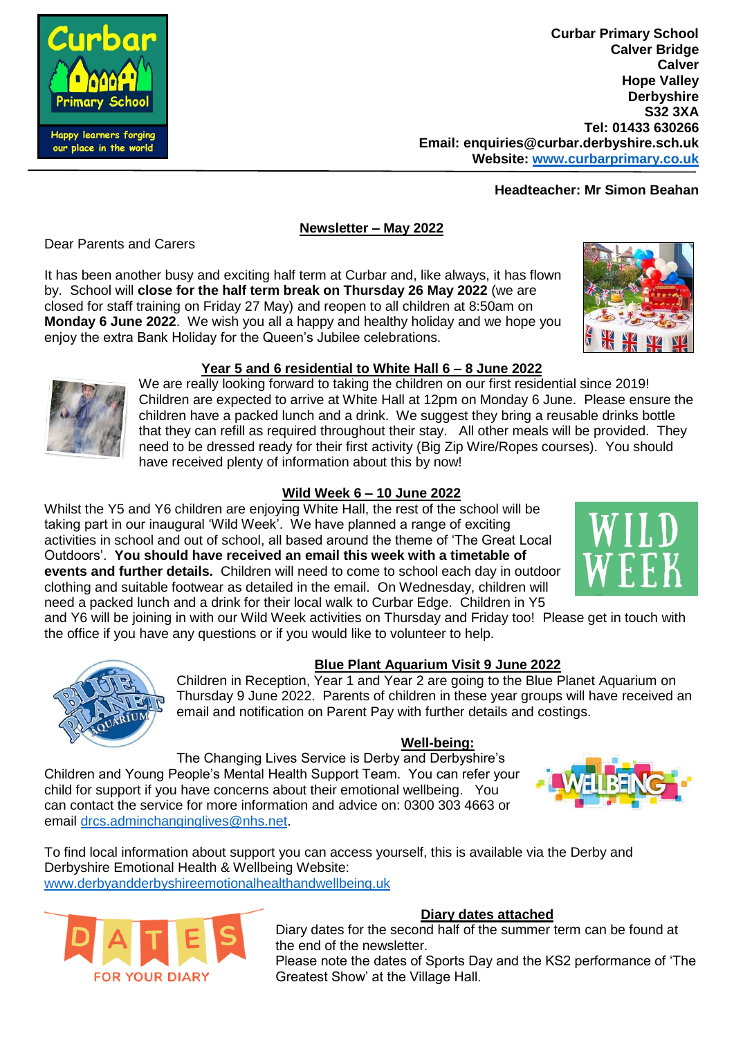**Curbar Primary School**
**Calver Bridge**
**Calver**
**Hope Valley**
**Derbyshire**
**S32 3XA**
**Tel: 01433 630266**
**Email: enquiries@curbar.derbyshire.sch.uk**
**Website: www.curbarprimary.co.uk**

**Headteacher: Mr Simon Beahan**

## Newsletter – May 2022

Dear Parents and Carers

It has been another busy and exciting half term at Curbar and, like always, it has flown by. School will **close for the half term break on Thursday 26 May 2022** (we are closed for staff training on Friday 27 May) and reopen to all children at 8:50am on **Monday 6 June 2022**. We wish you all a happy and healthy holiday and we hope you enjoy the extra Bank Holiday for the Queen's Jubilee celebrations.

### Year 5 and 6 residential to White Hall 6 – 8 June 2022

We are really looking forward to taking the children on our first residential since 2019! Children are expected to arrive at White Hall at 12pm on Monday 6 June. Please ensure the children have a packed lunch and a drink. We suggest they bring a reusable drinks bottle that they can refill as required throughout their stay. All other meals will be provided. They need to be dressed ready for their first activity (Big Zip Wire/Ropes courses). You should have received plenty of information about this by now!

### Wild Week 6 – 10 June 2022

Whilst the Y5 and Y6 children are enjoying White Hall, the rest of the school will be taking part in our inaugural 'Wild Week'. We have planned a range of exciting activities in school and out of school, all based around the theme of 'The Great Local Outdoors'. **You should have received an email this week with a timetable of events and further details.** Children will need to come to school each day in outdoor clothing and suitable footwear as detailed in the email. On Wednesday, children will need a packed lunch and a drink for their local walk to Curbar Edge. Children in Y5 and Y6 will be joining in with our Wild Week activities on Thursday and Friday too! Please get in touch with the office if you have any questions or if you would like to volunteer to help.

### Blue Plant Aquarium Visit 9 June 2022

Children in Reception, Year 1 and Year 2 are going to the Blue Planet Aquarium on Thursday 9 June 2022. Parents of children in these year groups will have received an email and notification on Parent Pay with further details and costings.

### Well-being:

The Changing Lives Service is Derby and Derbyshire's Children and Young People's Mental Health Support Team. You can refer your child for support if you have concerns about their emotional wellbeing. You can contact the service for more information and advice on: 0300 303 4663 or email drcs.adminchanginglives@nhs.net.

To find local information about support you can access yourself, this is available via the Derby and Derbyshire Emotional Health & Wellbeing Website: www.derbyandderbyshireemotionalhealthandwellbeing.uk

### Diary dates attached

Diary dates for the second half of the summer term can be found at the end of the newsletter.
Please note the dates of Sports Day and the KS2 performance of 'The Greatest Show' at the Village Hall.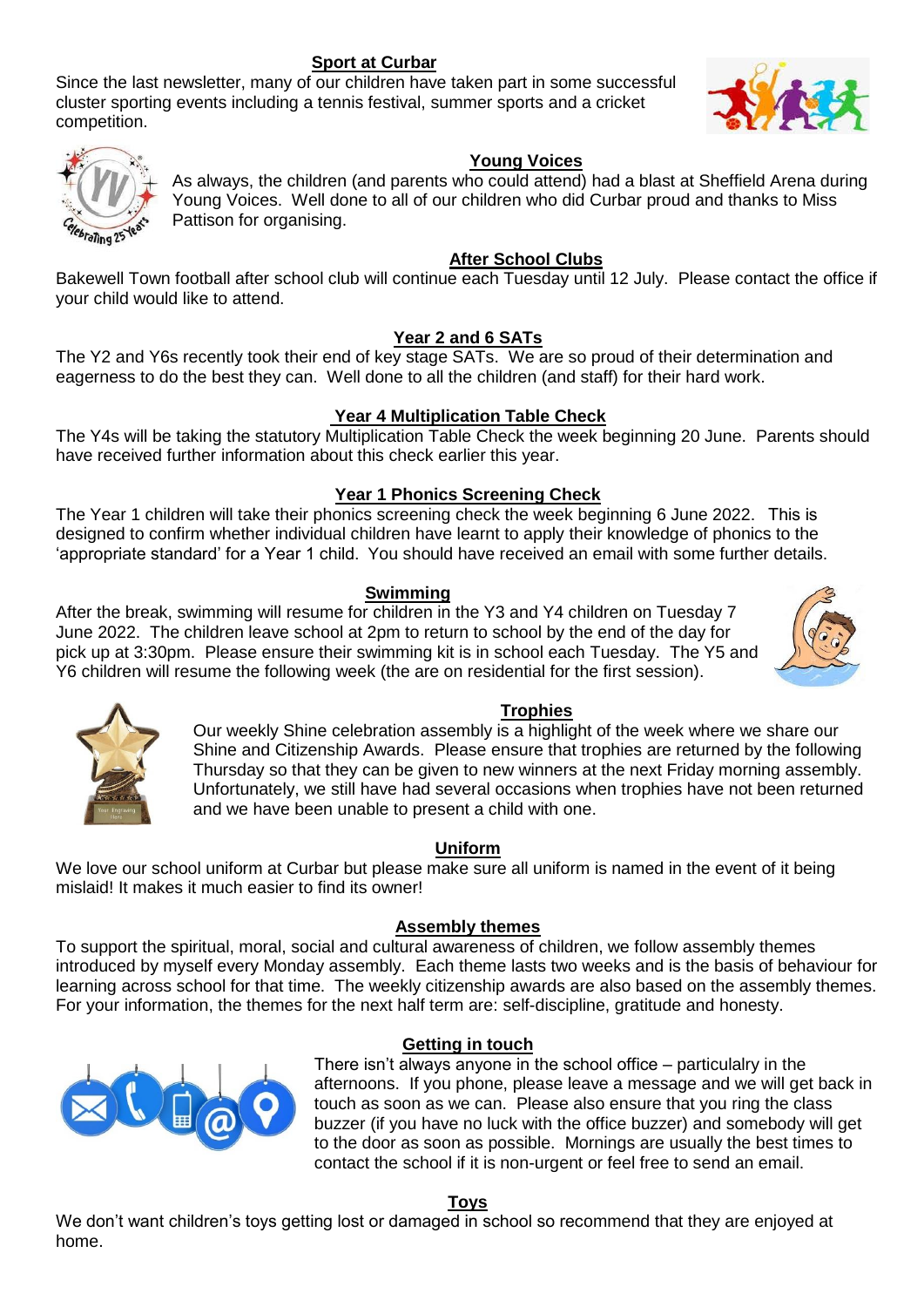## Sport at Curbar

Since the last newsletter, many of our children have taken part in some successful cluster sporting events including a tennis festival, summer sports and a cricket competition.

## Young Voices

As always, the children (and parents who could attend) had a blast at Sheffield Arena during Young Voices. Well done to all of our children who did Curbar proud and thanks to Miss Pattison for organising.

## After School Clubs

Bakewell Town football after school club will continue each Tuesday until 12 July. Please contact the office if your child would like to attend.

## Year 2 and 6 SATs

The Y2 and Y6s recently took their end of key stage SATs. We are so proud of their determination and eagerness to do the best they can. Well done to all the children (and staff) for their hard work.

## Year 4 Multiplication Table Check

The Y4s will be taking the statutory Multiplication Table Check the week beginning 20 June. Parents should have received further information about this check earlier this year.

## Year 1 Phonics Screening Check

The Year 1 children will take their phonics screening check the week beginning 6 June 2022. This is designed to confirm whether individual children have learnt to apply their knowledge of phonics to the 'appropriate standard' for a Year 1 child. You should have received an email with some further details.

## Swimming

After the break, swimming will resume for children in the Y3 and Y4 children on Tuesday 7 June 2022. The children leave school at 2pm to return to school by the end of the day for pick up at 3:30pm. Please ensure their swimming kit is in school each Tuesday. The Y5 and Y6 children will resume the following week (the are on residential for the first session).

## Trophies

Our weekly Shine celebration assembly is a highlight of the week where we share our Shine and Citizenship Awards. Please ensure that trophies are returned by the following Thursday so that they can be given to new winners at the next Friday morning assembly. Unfortunately, we still have had several occasions when trophies have not been returned and we have been unable to present a child with one.

## Uniform

We love our school uniform at Curbar but please make sure all uniform is named in the event of it being mislaid! It makes it much easier to find its owner!

## Assembly themes

To support the spiritual, moral, social and cultural awareness of children, we follow assembly themes introduced by myself every Monday assembly. Each theme lasts two weeks and is the basis of behaviour for learning across school for that time. The weekly citizenship awards are also based on the assembly themes. For your information, the themes for the next half term are: self-discipline, gratitude and honesty.

## Getting in touch

There isn't always anyone in the school office – particularly in the afternoons. If you phone, please leave a message and we will get back in touch as soon as we can. Please also ensure that you ring the class buzzer (if you have no luck with the office buzzer) and somebody will get to the door as soon as possible. Mornings are usually the best times to contact the school if it is non-urgent or feel free to send an email.

## Toys

We don't want children's toys getting lost or damaged in school so recommend that they are enjoyed at home.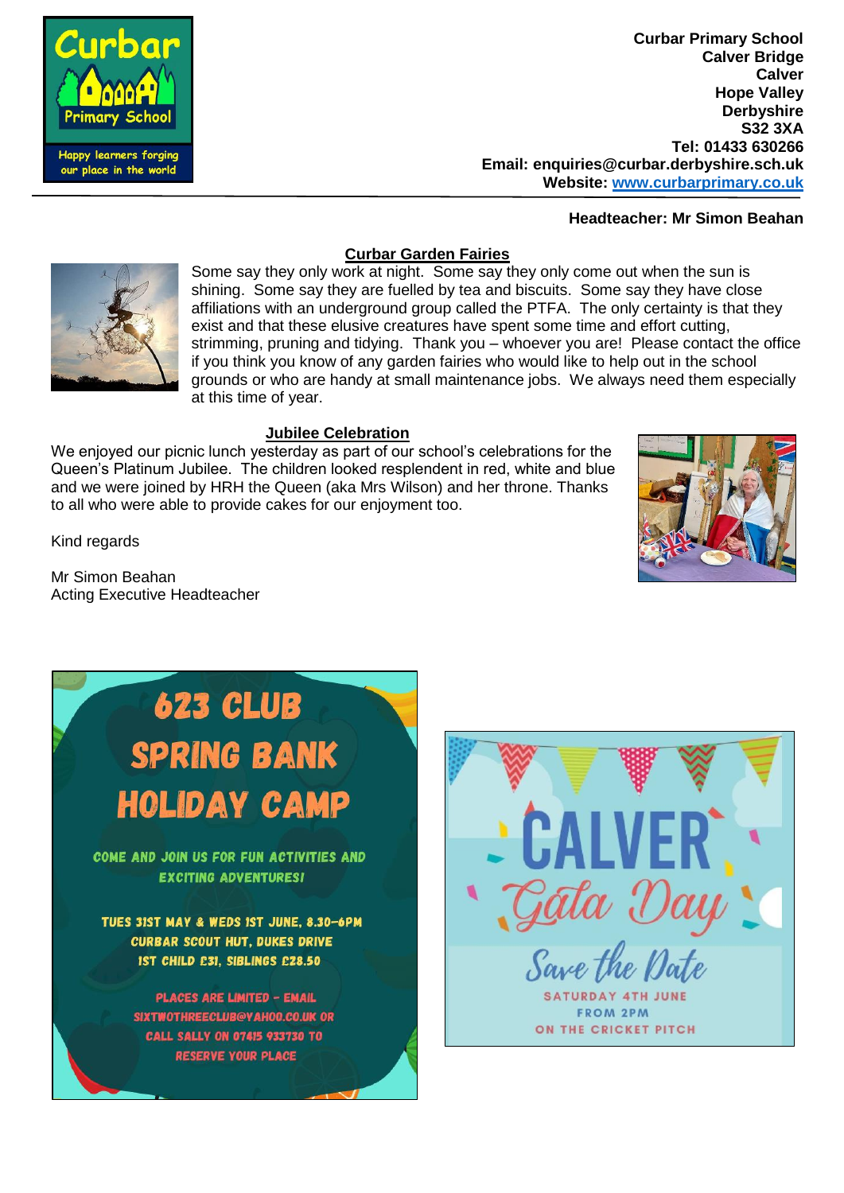**Curbar Primary School**
**Calver Bridge**
**Calver**
**Hope Valley**
**Derbyshire**
**S32 3XA**
**Tel: 01433 630266**
**Email: enquiries@curbar.derbyshire.sch.uk**
**Website: [www.curbarprimary.co.uk](http://www.curbarprimary.co.uk)**

**Headteacher: Mr Simon Beahan**

## Curbar Garden Fairies

Some say they only work at night. Some say they only come out when the sun is shining. Some say they are fuelled by tea and biscuits. Some say they have close affiliations with an underground group called the PTFA. The only certainty is that they exist and that these elusive creatures have spent some time and effort cutting, strimming, pruning and tidying. Thank you – whoever you are! Please contact the office if you think you know of any garden fairies who would like to help out in the school grounds or who are handy at small maintenance jobs. We always need them especially at this time of year.

## Jubilee Celebration

We enjoyed our picnic lunch yesterday as part of our school's celebrations for the Queen's Platinum Jubilee. The children looked resplendent in red, white and blue and we were joined by HRH the Queen (aka Mrs Wilson) and her throne. Thanks to all who were able to provide cakes for our enjoyment too.

Kind regards

Mr Simon Beahan
Acting Executive Headteacher

# 623 CLUB SPRING BANK HOLIDAY CAMP

COME AND JOIN US FOR FUN ACTIVITIES AND EXCITING ADVENTURES!

TUES 31ST MAY & WEDS 1ST JUNE, 8.30-6PM
CURBAR SCOUT HUT, DUKES DRIVE
1ST CHILD £31, SIBLINGS £28.50

PLACES ARE LIMITED - EMAIL SIXTWOTHREECLUB@YAHOO.CO.UK OR CALL SALLY ON 07415 933730 TO RESERVE YOUR PLACE

# CALVER *Gala Day*

*Save the Date*

SATURDAY 4TH JUNE
FROM 2PM
ON THE CRICKET PITCH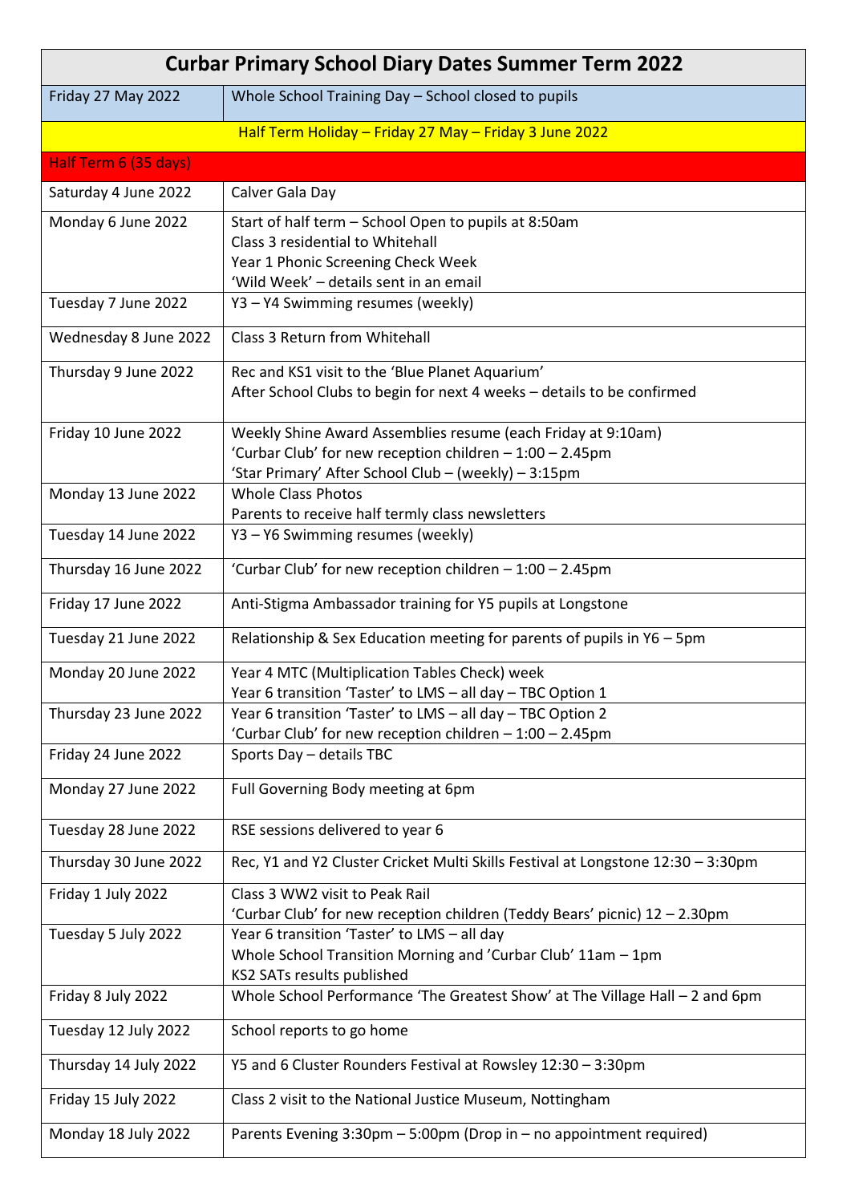| Curbar Primary School Diary Dates Summer Term 2022 | |
|---|---|
| Friday 27 May 2022 | Whole School Training Day – School closed to pupils |
| Half Term Holiday – Friday 27 May – Friday 3 June 2022 | |
| Half Term 6 (35 days) | |
| Saturday 4 June 2022 | Calver Gala Day |
| Monday 6 June 2022 | Start of half term – School Open to pupils at 8:50am<br>Class 3 residential to Whitehall<br>Year 1 Phonic Screening Check Week<br>'Wild Week' – details sent in an email |
| Tuesday 7 June 2022 | Y3 – Y4 Swimming resumes (weekly) |
| Wednesday 8 June 2022 | Class 3 Return from Whitehall |
| Thursday 9 June 2022 | Rec and KS1 visit to the 'Blue Planet Aquarium'<br>After School Clubs to begin for next 4 weeks – details to be confirmed |
| Friday 10 June 2022 | Weekly Shine Award Assemblies resume (each Friday at 9:10am)<br>'Curbar Club' for new reception children – 1:00 – 2.45pm<br>'Star Primary' After School Club – (weekly) – 3:15pm |
| Monday 13 June 2022 | Whole Class Photos<br>Parents to receive half termly class newsletters |
| Tuesday 14 June 2022 | Y3 – Y6 Swimming resumes (weekly) |
| Thursday 16 June 2022 | 'Curbar Club' for new reception children – 1:00 – 2.45pm |
| Friday 17 June 2022 | Anti-Stigma Ambassador training for Y5 pupils at Longstone |
| Tuesday 21 June 2022 | Relationship & Sex Education meeting for parents of pupils in Y6 – 5pm |
| Monday 20 June 2022 | Year 4 MTC (Multiplication Tables Check) week<br>Year 6 transition 'Taster' to LMS – all day – TBC Option 1 |
| Thursday 23 June 2022 | Year 6 transition 'Taster' to LMS – all day – TBC Option 2<br>'Curbar Club' for new reception children – 1:00 – 2.45pm |
| Friday 24 June 2022 | Sports Day – details TBC |
| Monday 27 June 2022 | Full Governing Body meeting at 6pm |
| Tuesday 28 June 2022 | RSE sessions delivered to year 6 |
| Thursday 30 June 2022 | Rec, Y1 and Y2 Cluster Cricket Multi Skills Festival at Longstone 12:30 – 3:30pm |
| Friday 1 July 2022 | Class 3 WW2 visit to Peak Rail<br>'Curbar Club' for new reception children (Teddy Bears' picnic) 12 – 2.30pm |
| Tuesday 5 July 2022 | Year 6 transition 'Taster' to LMS – all day<br>Whole School Transition Morning and 'Curbar Club' 11am – 1pm<br>KS2 SATs results published |
| Friday 8 July 2022 | Whole School Performance 'The Greatest Show' at The Village Hall – 2 and 6pm |
| Tuesday 12 July 2022 | School reports to go home |
| Thursday 14 July 2022 | Y5 and 6 Cluster Rounders Festival at Rowsley 12:30 – 3:30pm |
| Friday 15 July 2022 | Class 2 visit to the National Justice Museum, Nottingham |
| Monday 18 July 2022 | Parents Evening 3:30pm – 5:00pm (Drop in – no appointment required) |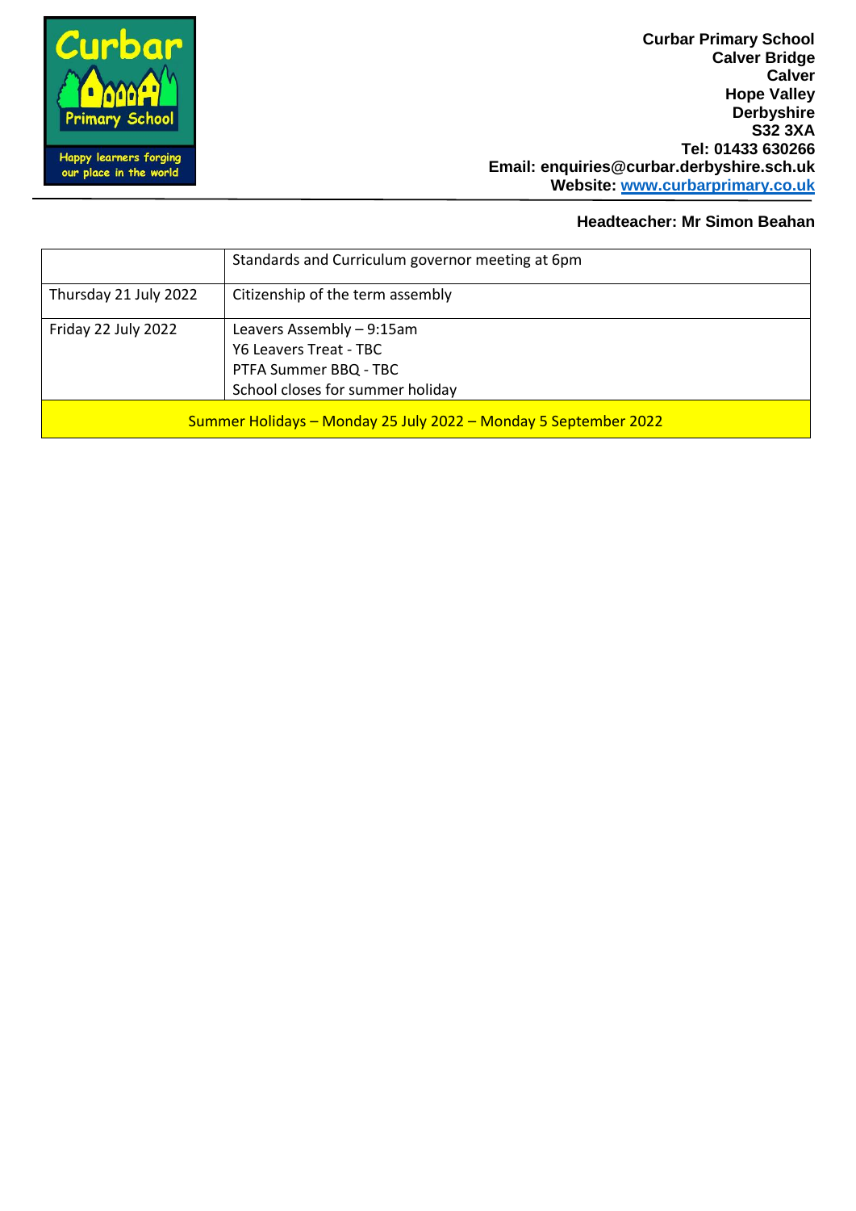Curbar Primary School
Calver Bridge
Calver
Hope Valley
Derbyshire
S32 3XA
Tel: 01433 630266
Email: enquiries@curbar.derbyshire.sch.uk
Website: www.curbarprimary.co.uk

**Headteacher: Mr Simon Beahan**

| | |
|---|---|
| | Standards and Curriculum governor meeting at 6pm |
| Thursday 21 July 2022 | Citizenship of the term assembly |
| Friday 22 July 2022 | Leavers Assembly – 9:15am<br>Y6 Leavers Treat - TBC<br>PTFA Summer BBQ - TBC<br>School closes for summer holiday |
| Summer Holidays – Monday 25 July 2022 – Monday 5 September 2022 | |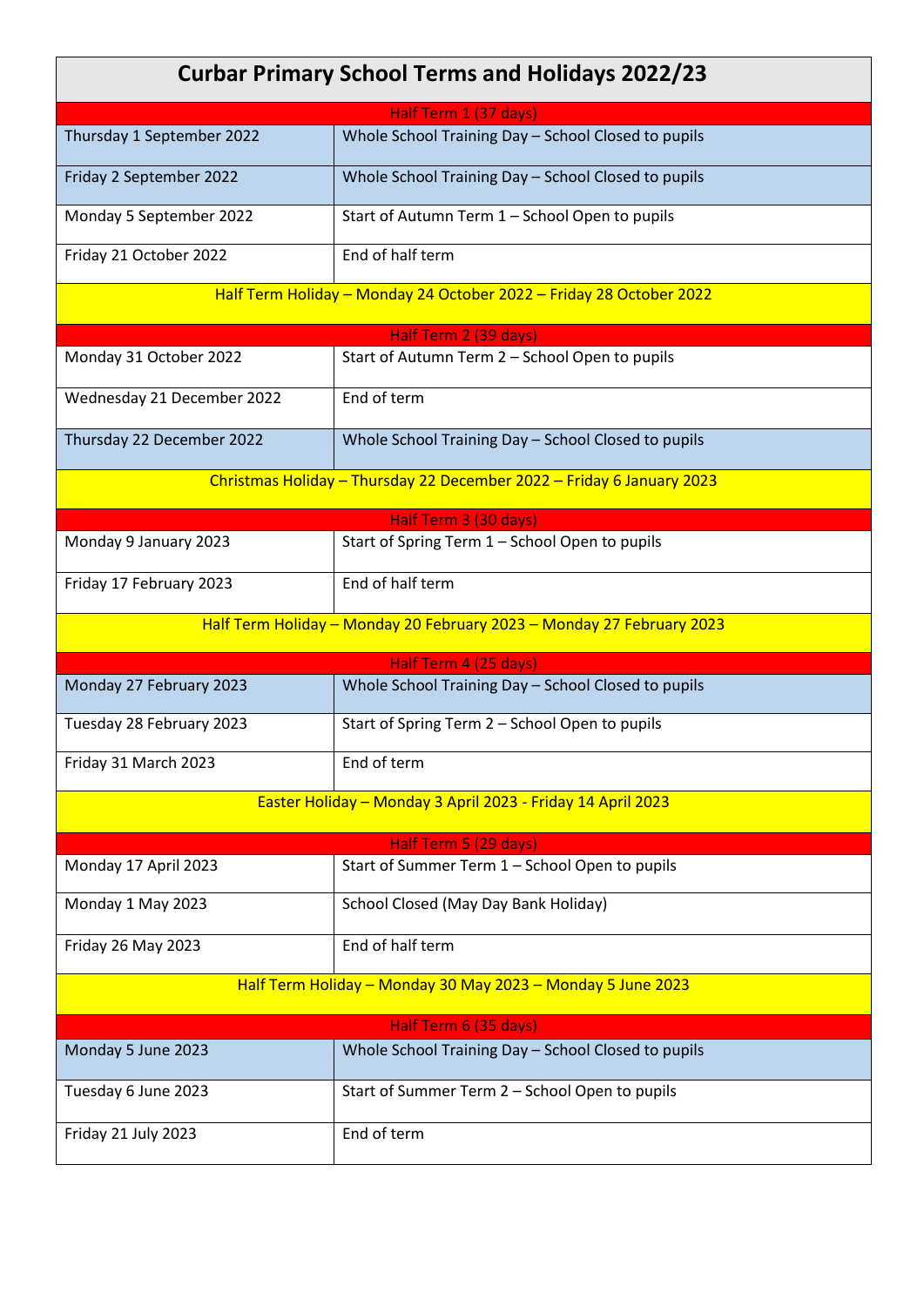# Curbar Primary School Terms and Holidays 2022/23

| | |
|---|---|
| **Half Term 1 (37 days)** | |
| Thursday 1 September 2022 | Whole School Training Day – School Closed to pupils |
| Friday 2 September 2022 | Whole School Training Day – School Closed to pupils |
| Monday 5 September 2022 | Start of Autumn Term 1 – School Open to pupils |
| Friday 21 October 2022 | End of half term |
| **Half Term Holiday – Monday 24 October 2022 – Friday 28 October 2022** | |
| **Half Term 2 (39 days)** | |
| Monday 31 October 2022 | Start of Autumn Term 2 – School Open to pupils |
| Wednesday 21 December 2022 | End of term |
| Thursday 22 December 2022 | Whole School Training Day – School Closed to pupils |
| **Christmas Holiday – Thursday 22 December 2022 – Friday 6 January 2023** | |
| **Half Term 3 (30 days)** | |
| Monday 9 January 2023 | Start of Spring Term 1 – School Open to pupils |
| Friday 17 February 2023 | End of half term |
| **Half Term Holiday – Monday 20 February 2023 – Monday 27 February 2023** | |
| **Half Term 4 (25 days)** | |
| Monday 27 February 2023 | Whole School Training Day – School Closed to pupils |
| Tuesday 28 February 2023 | Start of Spring Term 2 – School Open to pupils |
| Friday 31 March 2023 | End of term |
| **Easter Holiday – Monday 3 April 2023 - Friday 14 April 2023** | |
| **Half Term 5 (29 days)** | |
| Monday 17 April 2023 | Start of Summer Term 1 – School Open to pupils |
| Monday 1 May 2023 | School Closed (May Day Bank Holiday) |
| Friday 26 May 2023 | End of half term |
| **Half Term Holiday – Monday 30 May 2023 – Monday 5 June 2023** | |
| **Half Term 6 (35 days)** | |
| Monday 5 June 2023 | Whole School Training Day – School Closed to pupils |
| Tuesday 6 June 2023 | Start of Summer Term 2 – School Open to pupils |
| Friday 21 July 2023 | End of term |